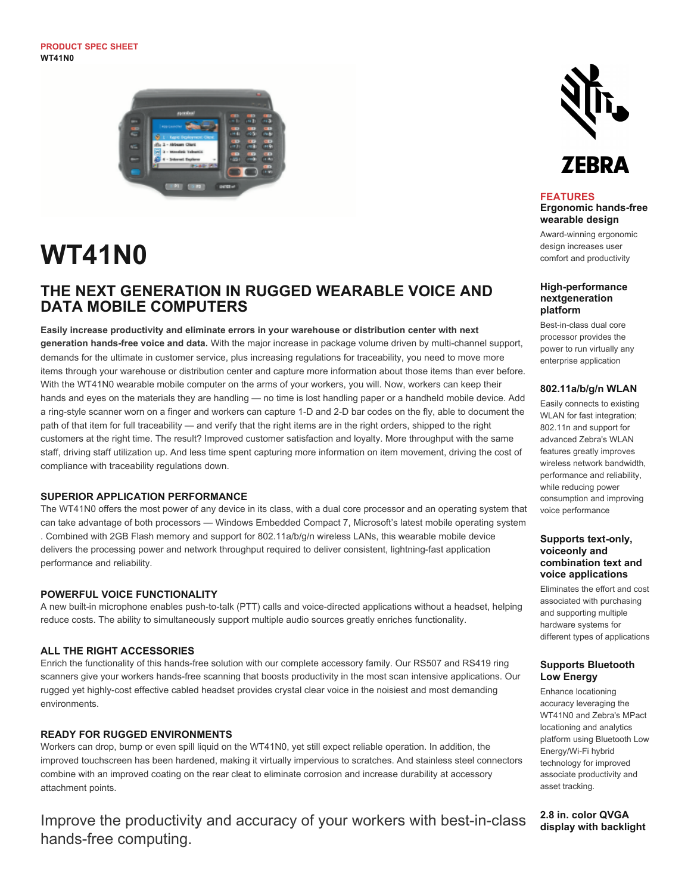PRODUCT SPEC SHEET
**WT41N0**

# WT41N0

## THE NEXT GENERATION IN RUGGED WEARABLE VOICE AND DATA MOBILE COMPUTERS

**Easily increase productivity and eliminate errors in your warehouse or distribution center with next generation hands-free voice and data.** With the major increase in package volume driven by multi-channel support, demands for the ultimate in customer service, plus increasing regulations for traceability, you need to move more items through your warehouse or distribution center and capture more information about those items than ever before. With the WT41N0 wearable mobile computer on the arms of your workers, you will. Now, workers can keep their hands and eyes on the materials they are handling — no time is lost handling paper or a handheld mobile device. Add a ring-style scanner worn on a finger and workers can capture 1-D and 2-D bar codes on the fly, able to document the path of that item for full traceability — and verify that the right items are in the right orders, shipped to the right customers at the right time. The result? Improved customer satisfaction and loyalty. More throughput with the same staff, driving staff utilization up. And less time spent capturing more information on item movement, driving the cost of compliance with traceability regulations down.

### SUPERIOR APPLICATION PERFORMANCE

The WT41N0 offers the most power of any device in its class, with a dual core processor and an operating system that can take advantage of both processors — Windows Embedded Compact 7, Microsoft's latest mobile operating system . Combined with 2GB Flash memory and support for 802.11a/b/g/n wireless LANs, this wearable mobile device delivers the processing power and network throughput required to deliver consistent, lightning-fast application performance and reliability.

### POWERFUL VOICE FUNCTIONALITY

A new built-in microphone enables push-to-talk (PTT) calls and voice-directed applications without a headset, helping reduce costs. The ability to simultaneously support multiple audio sources greatly enriches functionality.

### ALL THE RIGHT ACCESSORIES

Enrich the functionality of this hands-free solution with our complete accessory family. Our RS507 and RS419 ring scanners give your workers hands-free scanning that boosts productivity in the most scan intensive applications. Our rugged yet highly-cost effective cabled headset provides crystal clear voice in the noisiest and most demanding environments.

### READY FOR RUGGED ENVIRONMENTS

Workers can drop, bump or even spill liquid on the WT41N0, yet still expect reliable operation. In addition, the improved touchscreen has been hardened, making it virtually impervious to scratches. And stainless steel connectors combine with an improved coating on the rear cleat to eliminate corrosion and increase durability at accessory attachment points.

Improve the productivity and accuracy of your workers with best-in-class hands-free computing.

## FEATURES

**Ergonomic hands-free wearable design**

Award-winning ergonomic design increases user comfort and productivity

**High-performance nextgeneration platform**

Best-in-class dual core processor provides the power to run virtually any enterprise application

**802.11a/b/g/n WLAN**

Easily connects to existing WLAN for fast integration; 802.11n and support for advanced Zebra's WLAN features greatly improves wireless network bandwidth, performance and reliability, while reducing power consumption and improving voice performance

**Supports text-only, voiceonly and combination text and voice applications**

Eliminates the effort and cost associated with purchasing and supporting multiple hardware systems for different types of applications

**Supports Bluetooth Low Energy**

Enhance locationing accuracy leveraging the WT41N0 and Zebra's MPact locationing and analytics platform using Bluetooth Low Energy/Wi-Fi hybrid technology for improved associate productivity and asset tracking.

**2.8 in. color QVGA display with backlight**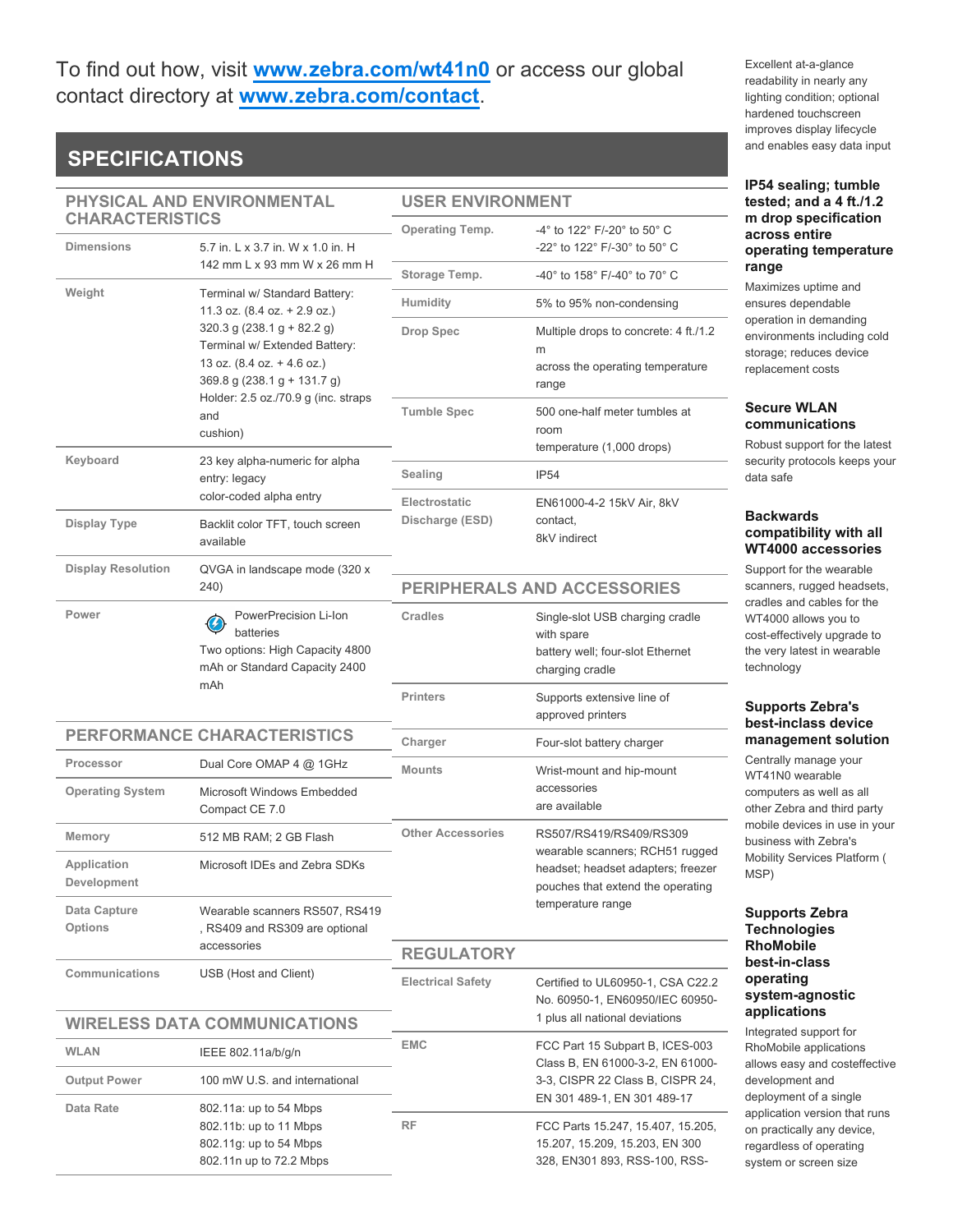To find out how, visit **www.zebra.com/wt41n0** or access our global contact directory at **www.zebra.com/contact**.

## SPECIFICATIONS

### PHYSICAL AND ENVIRONMENTAL CHARACTERISTICS

| | |
|---|---|
| Dimensions | 5.7 in. L x 3.7 in. W x 1.0 in. H<br>142 mm L x 93 mm W x 26 mm H |
| Weight | Terminal w/ Standard Battery:<br>11.3 oz. (8.4 oz. + 2.9 oz.)<br>320.3 g (238.1 g + 82.2 g)<br>Terminal w/ Extended Battery:<br>13 oz. (8.4 oz. + 4.6 oz.)<br>369.8 g (238.1 g + 131.7 g)<br>Holder: 2.5 oz./70.9 g (inc. straps and cushion) |
| Keyboard | 23 key alpha-numeric for alpha entry: legacy color-coded alpha entry |
| Display Type | Backlit color TFT, touch screen available |
| Display Resolution | QVGA in landscape mode (320 x 240) |
| Power | PowerPrecision Li-Ion batteries<br>Two options: High Capacity 4800 mAh or Standard Capacity 2400 mAh |

### PERFORMANCE CHARACTERISTICS

| | |
|---|---|
| Processor | Dual Core OMAP 4 @ 1GHz |
| Operating System | Microsoft Windows Embedded Compact CE 7.0 |
| Memory | 512 MB RAM; 2 GB Flash |
| Application Development | Microsoft IDEs and Zebra SDKs |
| Data Capture Options | Wearable scanners RS507, RS419, RS409 and RS309 are optional accessories |
| Communications | USB (Host and Client) |

### WIRELESS DATA COMMUNICATIONS

| | |
|---|---|
| WLAN | IEEE 802.11a/b/g/n |
| Output Power | 100 mW U.S. and international |
| Data Rate | 802.11a: up to 54 Mbps<br>802.11b: up to 11 Mbps<br>802.11g: up to 54 Mbps<br>802.11n up to 72.2 Mbps |

### USER ENVIRONMENT

| | |
|---|---|
| Operating Temp. | -4° to 122° F/-20° to 50° C<br>-22° to 122° F/-30° to 50° C |
| Storage Temp. | -40° to 158° F/-40° to 70° C |
| Humidity | 5% to 95% non-condensing |
| Drop Spec | Multiple drops to concrete: 4 ft./1.2 m across the operating temperature range |
| Tumble Spec | 500 one-half meter tumbles at room temperature (1,000 drops) |
| Sealing | IP54 |
| Electrostatic Discharge (ESD) | EN61000-4-2 15kV Air, 8kV contact, 8kV indirect |

### PERIPHERALS AND ACCESSORIES

| | |
|---|---|
| Cradles | Single-slot USB charging cradle with spare battery well; four-slot Ethernet charging cradle |
| Printers | Supports extensive line of approved printers |
| Charger | Four-slot battery charger |
| Mounts | Wrist-mount and hip-mount accessories are available |
| Other Accessories | RS507/RS419/RS409/RS309 wearable scanners; RCH51 rugged headset; headset adapters; freezer pouches that extend the operating temperature range |

### REGULATORY

| | |
|---|---|
| Electrical Safety | Certified to UL60950-1, CSA C22.2 No. 60950-1, EN60950/IEC 60950-1 plus all national deviations |
| EMC | FCC Part 15 Subpart B, ICES-003 Class B, EN 61000-3-2, EN 61000-3-3, CISPR 22 Class B, CISPR 24, EN 301 489-1, EN 301 489-17 |
| RF | FCC Parts 15.247, 15.407, 15.205, 15.207, 15.209, 15.203, EN 300 328, EN301 893, RSS-100, RSS- |

Excellent at-a-glance readability in nearly any lighting condition; optional hardened touchscreen improves display lifecycle and enables easy data input

**IP54 sealing; tumble tested; and a 4 ft./1.2 m drop specification across entire operating temperature range**

Maximizes uptime and ensures dependable operation in demanding environments including cold storage; reduces device replacement costs

**Secure WLAN communications**

Robust support for the latest security protocols keeps your data safe

**Backwards compatibility with all WT4000 accessories**

Support for the wearable scanners, rugged headsets, cradles and cables for the WT4000 allows you to cost-effectively upgrade to the very latest in wearable technology

**Supports Zebra's best-inclass device management solution**

Centrally manage your WT41N0 wearable computers as well as all other Zebra and third party mobile devices in use in your business with Zebra's Mobility Services Platform ( MSP)

**Supports Zebra Technologies RhoMobile best-in-class operating system-agnostic applications**

Integrated support for RhoMobile applications allows easy and costeffective development and deployment of a single application version that runs on practically any device, regardless of operating system or screen size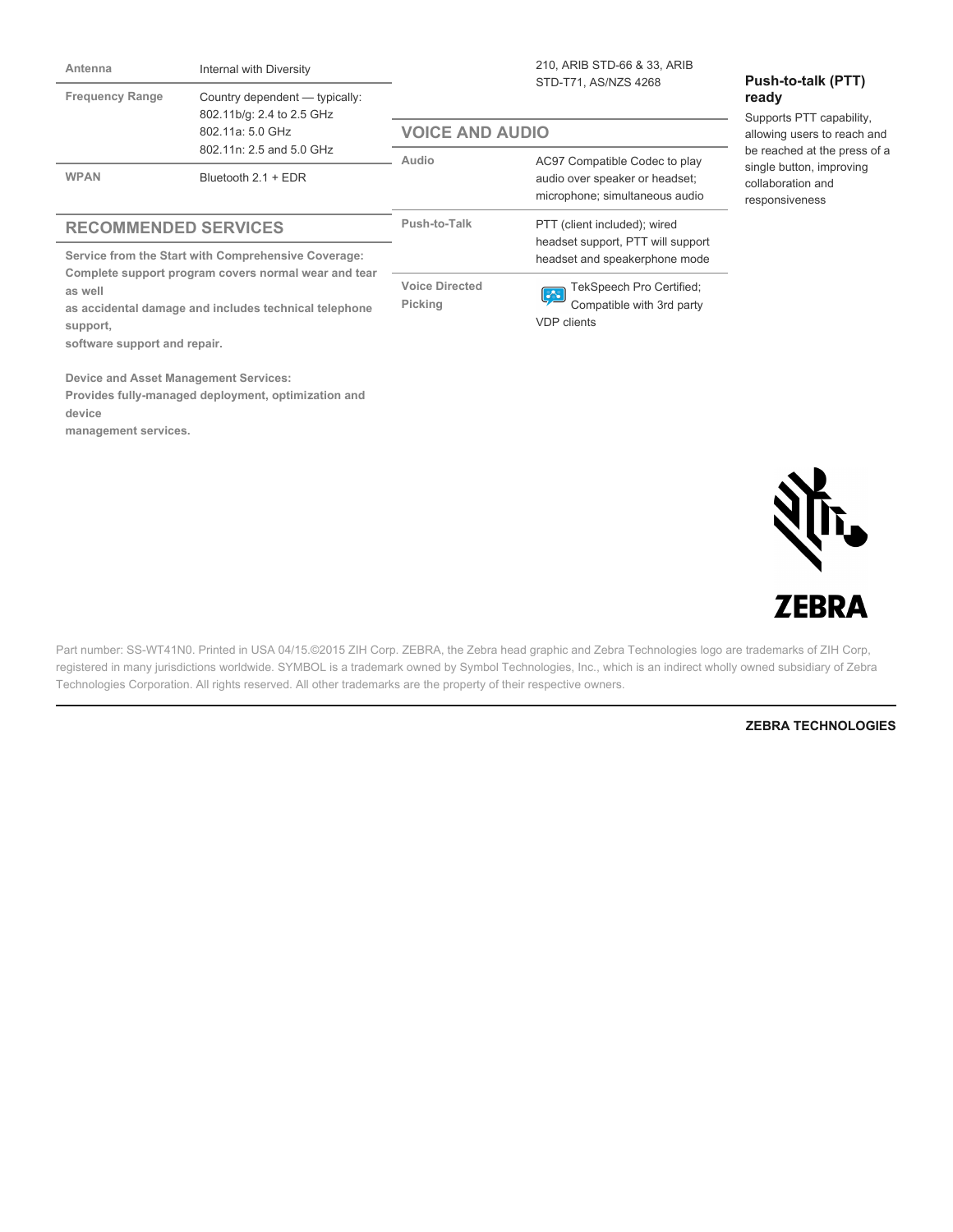| | |
|---|---|
| Antenna | Internal with Diversity |
| Frequency Range | Country dependent — typically:<br>802.11b/g: 2.4 to 2.5 GHz<br>802.11a: 5.0 GHz<br>802.11n: 2.5 and 5.0 GHz |
| WPAN | Bluetooth 2.1 + EDR |

## RECOMMENDED SERVICES

**Service from the Start with Comprehensive Coverage:**
**Complete support program covers normal wear and tear as well**
**as accidental damage and includes technical telephone support,**
**software support and repair.**

**Device and Asset Management Services:**
**Provides fully-managed deployment, optimization and device**
**management services.**

210, ARIB STD-66 & 33, ARIB STD-T71, AS/NZS 4268

## VOICE AND AUDIO

| | |
|---|---|
| Audio | AC97 Compatible Codec to play audio over speaker or headset; microphone; simultaneous audio |
| Push-to-Talk | PTT (client included); wired headset support, PTT will support headset and speakerphone mode |
| Voice Directed Picking | TekSpeech Pro Certified; Compatible with 3rd party VDP clients |

### Push-to-talk (PTT) ready

Supports PTT capability, allowing users to reach and be reached at the press of a single button, improving collaboration and responsiveness

ZEBRA

Part number: SS-WT41N0. Printed in USA 04/15.©2015 ZIH Corp. ZEBRA, the Zebra head graphic and Zebra Technologies logo are trademarks of ZIH Corp, registered in many jurisdictions worldwide. SYMBOL is a trademark owned by Symbol Technologies, Inc., which is an indirect wholly owned subsidiary of Zebra Technologies Corporation. All rights reserved. All other trademarks are the property of their respective owners.

**ZEBRA TECHNOLOGIES**